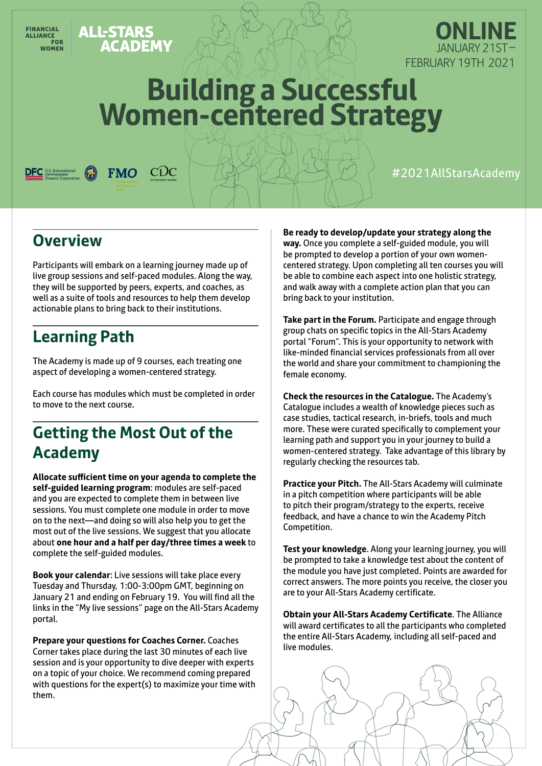FINANCIAL ALLIANCE FOR WOMEN

**ALL-STARS ACADEMY**

**ONLINE**
JANUARY 21ST – FEBRUARY 19TH 2021

# Building a Successful Women-centered Strategy

DFC U.S. International Development Finance Corporation · FMO · CDC

#2021AllStarsAcademy

## Overview

Participants will embark on a learning journey made up of live group sessions and self-paced modules. Along the way, they will be supported by peers, experts, and coaches, as well as a suite of tools and resources to help them develop actionable plans to bring back to their institutions.

## Learning Path

The Academy is made up of 9 courses, each treating one aspect of developing a women-centered strategy.

Each course has modules which must be completed in order to move to the next course.

## Getting the Most Out of the Academy

**Allocate sufficient time on your agenda to complete the self-guided learning program**: modules are self-paced and you are expected to complete them in between live sessions. You must complete one module in order to move on to the next—and doing so will also help you to get the most out of the live sessions. We suggest that you allocate about **one hour and a half per day/three times a week** to complete the self-guided modules.

**Book your calendar**: Live sessions will take place every Tuesday and Thursday, 1:00-3:00pm GMT, beginning on January 21 and ending on February 19. You will find all the links in the "My live sessions" page on the All-Stars Academy portal.

**Prepare your questions for Coaches Corner.** Coaches Corner takes place during the last 30 minutes of each live session and is your opportunity to dive deeper with experts on a topic of your choice. We recommend coming prepared with questions for the expert(s) to maximize your time with them.

**Be ready to develop/update your strategy along the way.** Once you complete a self-guided module, you will be prompted to develop a portion of your own women-centered strategy. Upon completing all ten courses you will be able to combine each aspect into one holistic strategy, and walk away with a complete action plan that you can bring back to your institution.

**Take part in the Forum.** Participate and engage through group chats on specific topics in the All-Stars Academy portal "Forum". This is your opportunity to network with like-minded financial services professionals from all over the world and share your commitment to championing the female economy.

**Check the resources in the Catalogue.** The Academy's Catalogue includes a wealth of knowledge pieces such as case studies, tactical research, in-briefs, tools and much more. These were curated specifically to complement your learning path and support you in your journey to build a women-centered strategy. Take advantage of this library by regularly checking the resources tab.

**Practice your Pitch.** The All-Stars Academy will culminate in a pitch competition where participants will be able to pitch their program/strategy to the experts, receive feedback, and have a chance to win the Academy Pitch Competition.

**Test your knowledge**. Along your learning journey, you will be prompted to take a knowledge test about the content of the module you have just completed. Points are awarded for correct answers. The more points you receive, the closer you are to your All-Stars Academy certificate.

**Obtain your All-Stars Academy Certificate**. The Alliance will award certificates to all the participants who completed the entire All-Stars Academy, including all self-paced and live modules.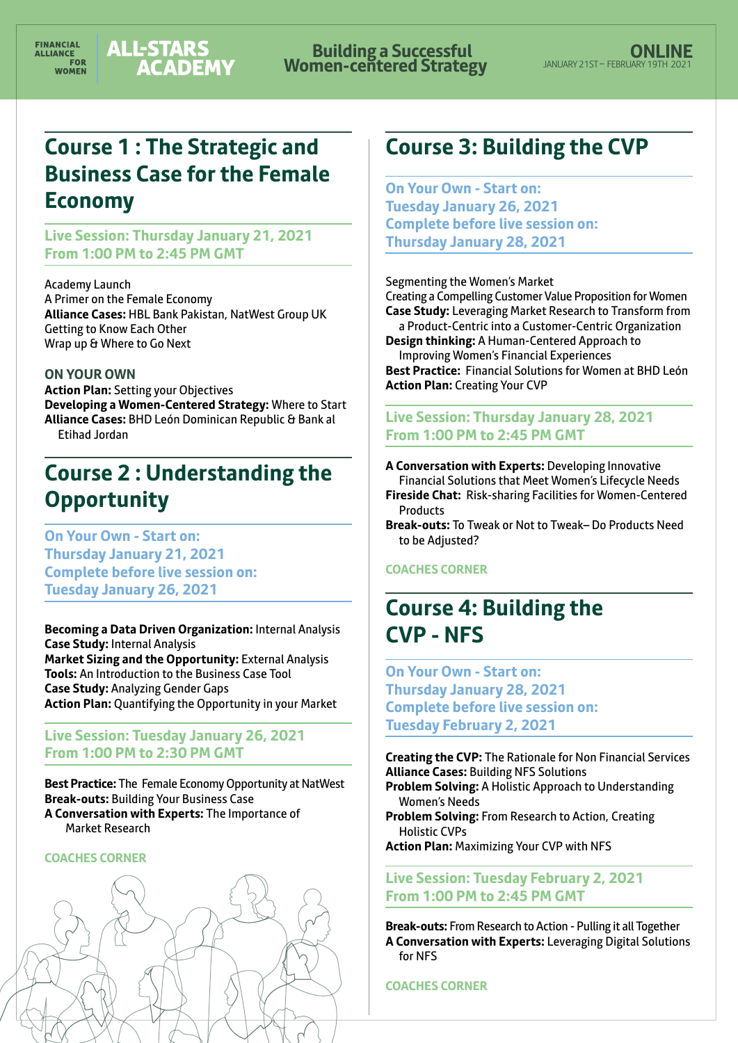# Course 1 : The Strategic and Business Case for the Female Economy

**Live Session: Thursday January 21, 2021**
**From 1:00 PM to 2:45 PM GMT**

Academy Launch
A Primer on the Female Economy
**Alliance Cases:** HBL Bank Pakistan, NatWest Group UK
Getting to Know Each Other
Wrap up & Where to Go Next

**ON YOUR OWN**

**Action Plan:** Setting your Objectives
**Developing a Women-Centered Strategy:** Where to Start
**Alliance Cases:** BHD León Dominican Republic & Bank al Etihad Jordan

# Course 2 : Understanding the Opportunity

**On Your Own - Start on:**
**Thursday January 21, 2021**
**Complete before live session on:**
**Tuesday January 26, 2021**

**Becoming a Data Driven Organization:** Internal Analysis
**Case Study:** Internal Analysis
**Market Sizing and the Opportunity:** External Analysis
**Tools:** An Introduction to the Business Case Tool
**Case Study:** Analyzing Gender Gaps
**Action Plan:** Quantifying the Opportunity in your Market

**Live Session: Tuesday January 26, 2021**
**From 1:00 PM to 2:30 PM GMT**

**Best Practice:** The Female Economy Opportunity at NatWest
**Break-outs:** Building Your Business Case
**A Conversation with Experts:** The Importance of Market Research

**COACHES CORNER**

# Course 3: Building the CVP

**On Your Own - Start on:**
**Tuesday January 26, 2021**
**Complete before live session on:**
**Thursday January 28, 2021**

Segmenting the Women's Market
Creating a Compelling Customer Value Proposition for Women
**Case Study:** Leveraging Market Research to Transform from a Product-Centric into a Customer-Centric Organization
**Design thinking:** A Human-Centered Approach to Improving Women's Financial Experiences
**Best Practice:** Financial Solutions for Women at BHD León
**Action Plan:** Creating Your CVP

**Live Session: Thursday January 28, 2021**
**From 1:00 PM to 2:45 PM GMT**

**A Conversation with Experts:** Developing Innovative Financial Solutions that Meet Women's Lifecycle Needs
**Fireside Chat:** Risk-sharing Facilities for Women-Centered Products
**Break-outs:** To Tweak or Not to Tweak– Do Products Need to be Adjusted?

**COACHES CORNER**

# Course 4: Building the CVP - NFS

**On Your Own - Start on:**
**Thursday January 28, 2021**
**Complete before live session on:**
**Tuesday February 2, 2021**

**Creating the CVP:** The Rationale for Non Financial Services
**Alliance Cases:** Building NFS Solutions
**Problem Solving:** A Holistic Approach to Understanding Women's Needs
**Problem Solving:** From Research to Action, Creating Holistic CVPs
**Action Plan:** Maximizing Your CVP with NFS

**Live Session: Tuesday February 2, 2021**
**From 1:00 PM to 2:45 PM GMT**

**Break-outs:** From Research to Action - Pulling it all Together
**A Conversation with Experts:** Leveraging Digital Solutions for NFS

**COACHES CORNER**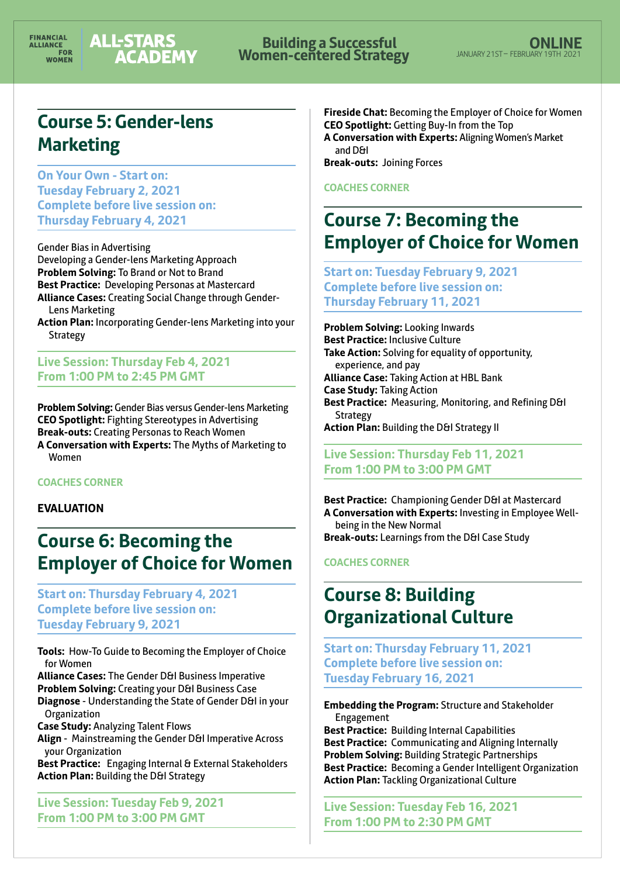## Course 5: Gender-lens Marketing

**On Your Own - Start on: Tuesday February 2, 2021**
**Complete before live session on: Thursday February 4, 2021**

Gender Bias in Advertising
Developing a Gender-lens Marketing Approach
**Problem Solving:** To Brand or Not to Brand
**Best Practice:** Developing Personas at Mastercard
**Alliance Cases:** Creating Social Change through Gender-Lens Marketing
**Action Plan:** Incorporating Gender-lens Marketing into your Strategy

**Live Session: Thursday Feb 4, 2021**
**From 1:00 PM to 2:45 PM GMT**

**Problem Solving:** Gender Bias versus Gender-lens Marketing
**CEO Spotlight:** Fighting Stereotypes in Advertising
**Break-outs:** Creating Personas to Reach Women
**A Conversation with Experts:** The Myths of Marketing to Women

**COACHES CORNER**

**EVALUATION**

## Course 6: Becoming the Employer of Choice for Women

**Start on: Thursday February 4, 2021**
**Complete before live session on: Tuesday February 9, 2021**

**Tools:** How-To Guide to Becoming the Employer of Choice for Women
**Alliance Cases:** The Gender D&I Business Imperative
**Problem Solving:** Creating your D&I Business Case
**Diagnose** - Understanding the State of Gender D&I in your Organization
**Case Study:** Analyzing Talent Flows
**Align** - Mainstreaming the Gender D&I Imperative Across your Organization
**Best Practice:** Engaging Internal & External Stakeholders
**Action Plan:** Building the D&I Strategy

**Live Session: Tuesday Feb 9, 2021**
**From 1:00 PM to 3:00 PM GMT**

**Fireside Chat:** Becoming the Employer of Choice for Women
**CEO Spotlight:** Getting Buy-In from the Top
**A Conversation with Experts:** Aligning Women's Market and D&I
**Break-outs:** Joining Forces

**COACHES CORNER**

## Course 7: Becoming the Employer of Choice for Women

**Start on: Tuesday February 9, 2021**
**Complete before live session on: Thursday February 11, 2021**

**Problem Solving:** Looking Inwards
**Best Practice:** Inclusive Culture
**Take Action:** Solving for equality of opportunity, experience, and pay
**Alliance Case:** Taking Action at HBL Bank
**Case Study:** Taking Action
**Best Practice:** Measuring, Monitoring, and Refining D&I Strategy
**Action Plan:** Building the D&I Strategy II

**Live Session: Thursday Feb 11, 2021**
**From 1:00 PM to 3:00 PM GMT**

**Best Practice:** Championing Gender D&I at Mastercard
**A Conversation with Experts:** Investing in Employee Well-being in the New Normal
**Break-outs:** Learnings from the D&I Case Study

**COACHES CORNER**

## Course 8: Building Organizational Culture

**Start on: Thursday February 11, 2021**
**Complete before live session on: Tuesday February 16, 2021**

**Embedding the Program:** Structure and Stakeholder Engagement
**Best Practice:** Building Internal Capabilities
**Best Practice:** Communicating and Aligning Internally
**Problem Solving:** Building Strategic Partnerships
**Best Practice:** Becoming a Gender Intelligent Organization
**Action Plan:** Tackling Organizational Culture

**Live Session: Tuesday Feb 16, 2021**
**From 1:00 PM to 2:30 PM GMT**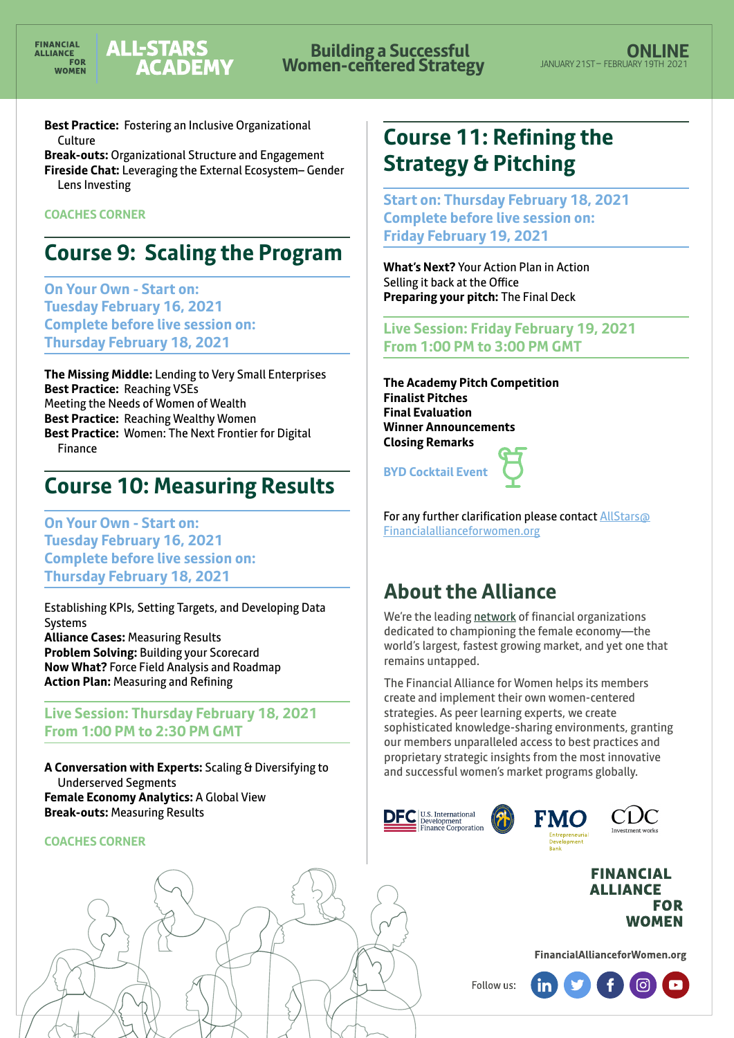**Best Practice:** Fostering an Inclusive Organizational Culture
**Break-outs:** Organizational Structure and Engagement
**Fireside Chat:** Leveraging the External Ecosystem– Gender Lens Investing

COACHES CORNER

## Course 9: Scaling the Program

**On Your Own - Start on: Tuesday February 16, 2021**
**Complete before live session on: Thursday February 18, 2021**

**The Missing Middle:** Lending to Very Small Enterprises
**Best Practice:** Reaching VSEs
Meeting the Needs of Women of Wealth
**Best Practice:** Reaching Wealthy Women
**Best Practice:** Women: The Next Frontier for Digital Finance

## Course 10: Measuring Results

**On Your Own - Start on: Tuesday February 16, 2021**
**Complete before live session on: Thursday February 18, 2021**

Establishing KPIs, Setting Targets, and Developing Data Systems
**Alliance Cases:** Measuring Results
**Problem Solving:** Building your Scorecard
**Now What?** Force Field Analysis and Roadmap
**Action Plan:** Measuring and Refining

**Live Session: Thursday February 18, 2021**
**From 1:00 PM to 2:30 PM GMT**

**A Conversation with Experts:** Scaling & Diversifying to Underserved Segments
**Female Economy Analytics:** A Global View
**Break-outs:** Measuring Results

COACHES CORNER

## Course 11: Refining the Strategy & Pitching

**Start on: Thursday February 18, 2021**
**Complete before live session on: Friday February 19, 2021**

**What's Next?** Your Action Plan in Action
Selling it back at the Office
**Preparing your pitch:** The Final Deck

**Live Session: Friday February 19, 2021**
**From 1:00 PM to 3:00 PM GMT**

**The Academy Pitch Competition**
**Finalist Pitches**
**Final Evaluation**
**Winner Announcements**
**Closing Remarks**

**BYD Cocktail Event**

For any further clarification please contact AllStars@Financialallianceforwomen.org

## About the Alliance

We're the leading network of financial organizations dedicated to championing the female economy—the world's largest, fastest growing market, and yet one that remains untapped.

The Financial Alliance for Women helps its members create and implement their own women-centered strategies. As peer learning experts, we create sophisticated knowledge-sharing environments, granting our members unparalleled access to best practices and proprietary strategic insights from the most innovative and successful women's market programs globally.

DFC U.S. International Development Finance Corporation
FMO Entrepreneurial Development Bank
CDC Investment works

FINANCIAL ALLIANCE FOR WOMEN

FinancialAllianceforWomen.org

Follow us: